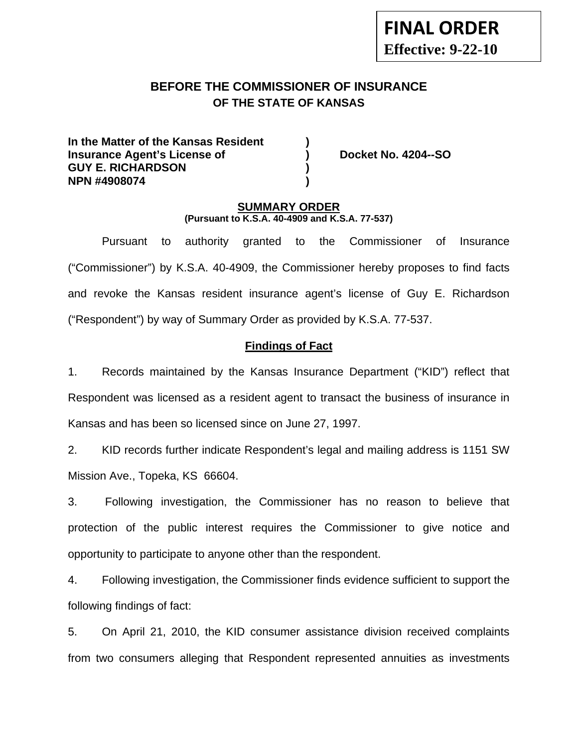**FINAL ORDER**
**Effective: 9-22-10**

# BEFORE THE COMMISSIONER OF INSURANCE
## OF THE STATE OF KANSAS

**In the Matter of the Kansas Resident )**
**Insurance Agent's License of ) Docket No. 4204--SO**
**GUY E. RICHARDSON )**
**NPN #4908074 )**

## SUMMARY ORDER
**(Pursuant to K.S.A. 40-4909 and K.S.A. 77-537)**

Pursuant to authority granted to the Commissioner of Insurance ("Commissioner") by K.S.A. 40-4909, the Commissioner hereby proposes to find facts and revoke the Kansas resident insurance agent's license of Guy E. Richardson ("Respondent") by way of Summary Order as provided by K.S.A. 77-537.

## Findings of Fact

1. Records maintained by the Kansas Insurance Department ("KID") reflect that Respondent was licensed as a resident agent to transact the business of insurance in Kansas and has been so licensed since on June 27, 1997.

2. KID records further indicate Respondent's legal and mailing address is 1151 SW Mission Ave., Topeka, KS 66604.

3. Following investigation, the Commissioner has no reason to believe that protection of the public interest requires the Commissioner to give notice and opportunity to participate to anyone other than the respondent.

4. Following investigation, the Commissioner finds evidence sufficient to support the following findings of fact:

5. On April 21, 2010, the KID consumer assistance division received complaints from two consumers alleging that Respondent represented annuities as investments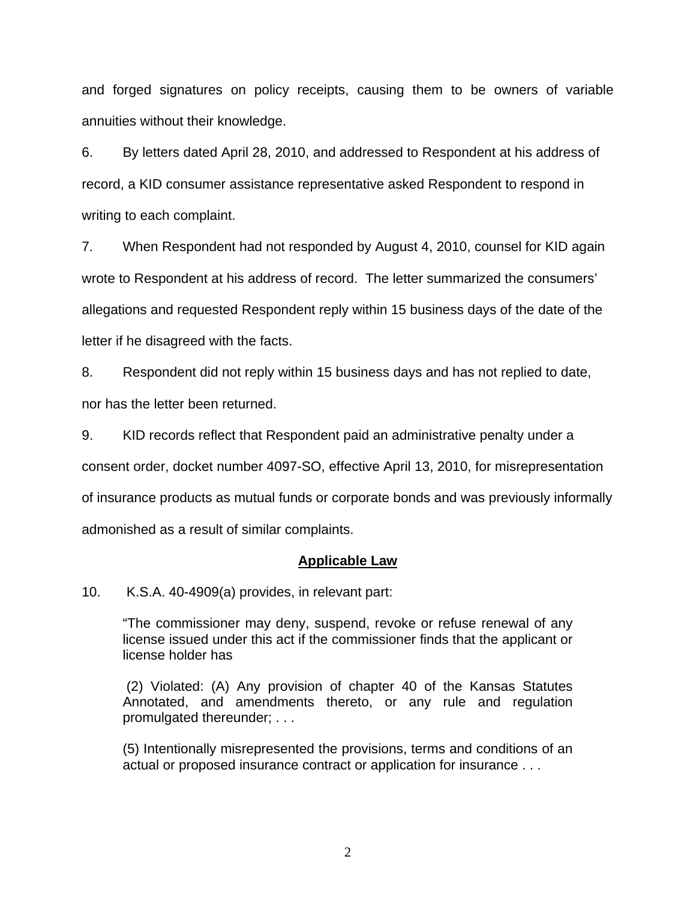and forged signatures on policy receipts, causing them to be owners of variable annuities without their knowledge.

6. By letters dated April 28, 2010, and addressed to Respondent at his address of record, a KID consumer assistance representative asked Respondent to respond in writing to each complaint.

7. When Respondent had not responded by August 4, 2010, counsel for KID again wrote to Respondent at his address of record. The letter summarized the consumers' allegations and requested Respondent reply within 15 business days of the date of the letter if he disagreed with the facts.

8. Respondent did not reply within 15 business days and has not replied to date, nor has the letter been returned.

9. KID records reflect that Respondent paid an administrative penalty under a consent order, docket number 4097-SO, effective April 13, 2010, for misrepresentation of insurance products as mutual funds or corporate bonds and was previously informally admonished as a result of similar complaints.

## **Applicable Law**

10. K.S.A. 40-4909(a) provides, in relevant part:

> "The commissioner may deny, suspend, revoke or refuse renewal of any license issued under this act if the commissioner finds that the applicant or license holder has
>
> (2) Violated: (A) Any provision of chapter 40 of the Kansas Statutes Annotated, and amendments thereto, or any rule and regulation promulgated thereunder; . . .
>
> (5) Intentionally misrepresented the provisions, terms and conditions of an actual or proposed insurance contract or application for insurance . . .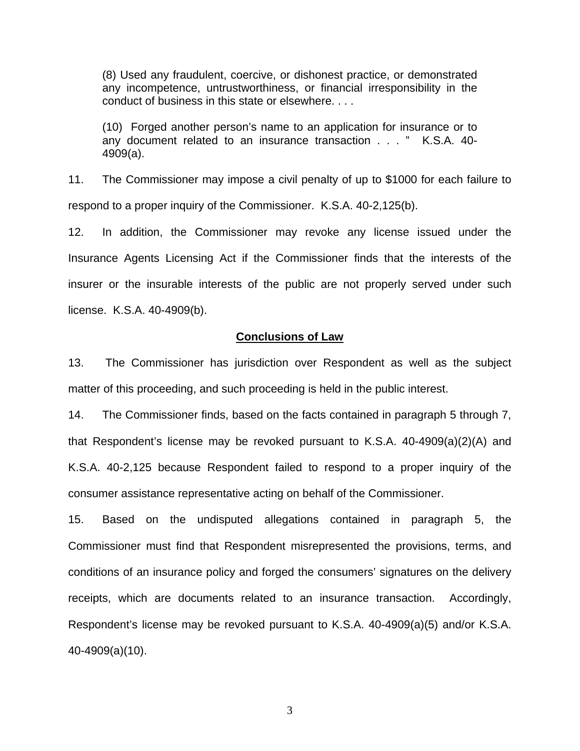> (8) Used any fraudulent, coercive, or dishonest practice, or demonstrated any incompetence, untrustworthiness, or financial irresponsibility in the conduct of business in this state or elsewhere. . . .
>
> (10) Forged another person's name to an application for insurance or to any document related to an insurance transaction . . . " K.S.A. 40-4909(a).

11. The Commissioner may impose a civil penalty of up to $1000 for each failure to respond to a proper inquiry of the Commissioner. K.S.A. 40-2,125(b).

12. In addition, the Commissioner may revoke any license issued under the Insurance Agents Licensing Act if the Commissioner finds that the interests of the insurer or the insurable interests of the public are not properly served under such license. K.S.A. 40-4909(b).

## Conclusions of Law

13. The Commissioner has jurisdiction over Respondent as well as the subject matter of this proceeding, and such proceeding is held in the public interest.

14. The Commissioner finds, based on the facts contained in paragraph 5 through 7, that Respondent's license may be revoked pursuant to K.S.A. 40-4909(a)(2)(A) and K.S.A. 40-2,125 because Respondent failed to respond to a proper inquiry of the consumer assistance representative acting on behalf of the Commissioner.

15. Based on the undisputed allegations contained in paragraph 5, the Commissioner must find that Respondent misrepresented the provisions, terms, and conditions of an insurance policy and forged the consumers' signatures on the delivery receipts, which are documents related to an insurance transaction. Accordingly, Respondent's license may be revoked pursuant to K.S.A. 40-4909(a)(5) and/or K.S.A. 40-4909(a)(10).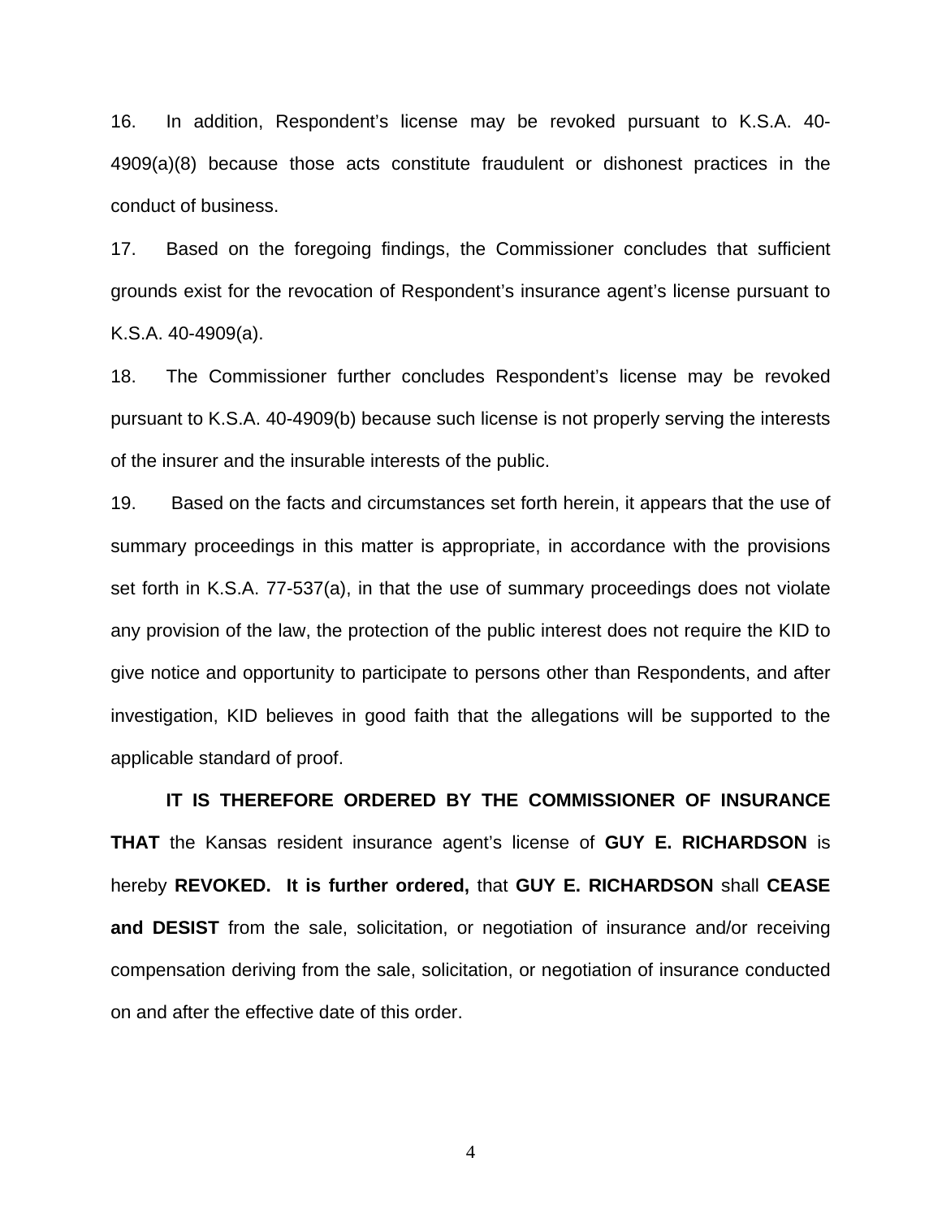16. In addition, Respondent's license may be revoked pursuant to K.S.A. 40-4909(a)(8) because those acts constitute fraudulent or dishonest practices in the conduct of business.

17. Based on the foregoing findings, the Commissioner concludes that sufficient grounds exist for the revocation of Respondent's insurance agent's license pursuant to K.S.A. 40-4909(a).

18. The Commissioner further concludes Respondent's license may be revoked pursuant to K.S.A. 40-4909(b) because such license is not properly serving the interests of the insurer and the insurable interests of the public.

19. Based on the facts and circumstances set forth herein, it appears that the use of summary proceedings in this matter is appropriate, in accordance with the provisions set forth in K.S.A. 77-537(a), in that the use of summary proceedings does not violate any provision of the law, the protection of the public interest does not require the KID to give notice and opportunity to participate to persons other than Respondents, and after investigation, KID believes in good faith that the allegations will be supported to the applicable standard of proof.

**IT IS THEREFORE ORDERED BY THE COMMISSIONER OF INSURANCE THAT** the Kansas resident insurance agent's license of **GUY E. RICHARDSON** is hereby **REVOKED. It is further ordered,** that **GUY E. RICHARDSON** shall **CEASE and DESIST** from the sale, solicitation, or negotiation of insurance and/or receiving compensation deriving from the sale, solicitation, or negotiation of insurance conducted on and after the effective date of this order.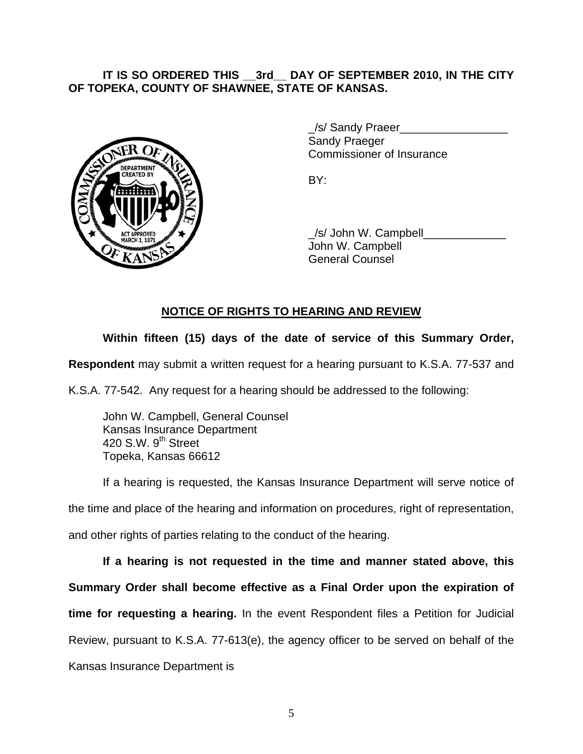**IT IS SO ORDERED THIS __3rd__ DAY OF SEPTEMBER 2010, IN THE CITY OF TOPEKA, COUNTY OF SHAWNEE, STATE OF KANSAS.**

_/s/ Sandy Praeer_________________
Sandy Praeger
Commissioner of Insurance

BY:

_/s/ John W. Campbell_____________
John W. Campbell
General Counsel

## NOTICE OF RIGHTS TO HEARING AND REVIEW

**Within fifteen (15) days of the date of service of this Summary Order, Respondent** may submit a written request for a hearing pursuant to K.S.A. 77-537 and K.S.A. 77-542. Any request for a hearing should be addressed to the following:

John W. Campbell, General Counsel
Kansas Insurance Department
420 S.W. 9th Street
Topeka, Kansas 66612

If a hearing is requested, the Kansas Insurance Department will serve notice of the time and place of the hearing and information on procedures, right of representation, and other rights of parties relating to the conduct of the hearing.

**If a hearing is not requested in the time and manner stated above, this Summary Order shall become effective as a Final Order upon the expiration of time for requesting a hearing.** In the event Respondent files a Petition for Judicial Review, pursuant to K.S.A. 77-613(e), the agency officer to be served on behalf of the Kansas Insurance Department is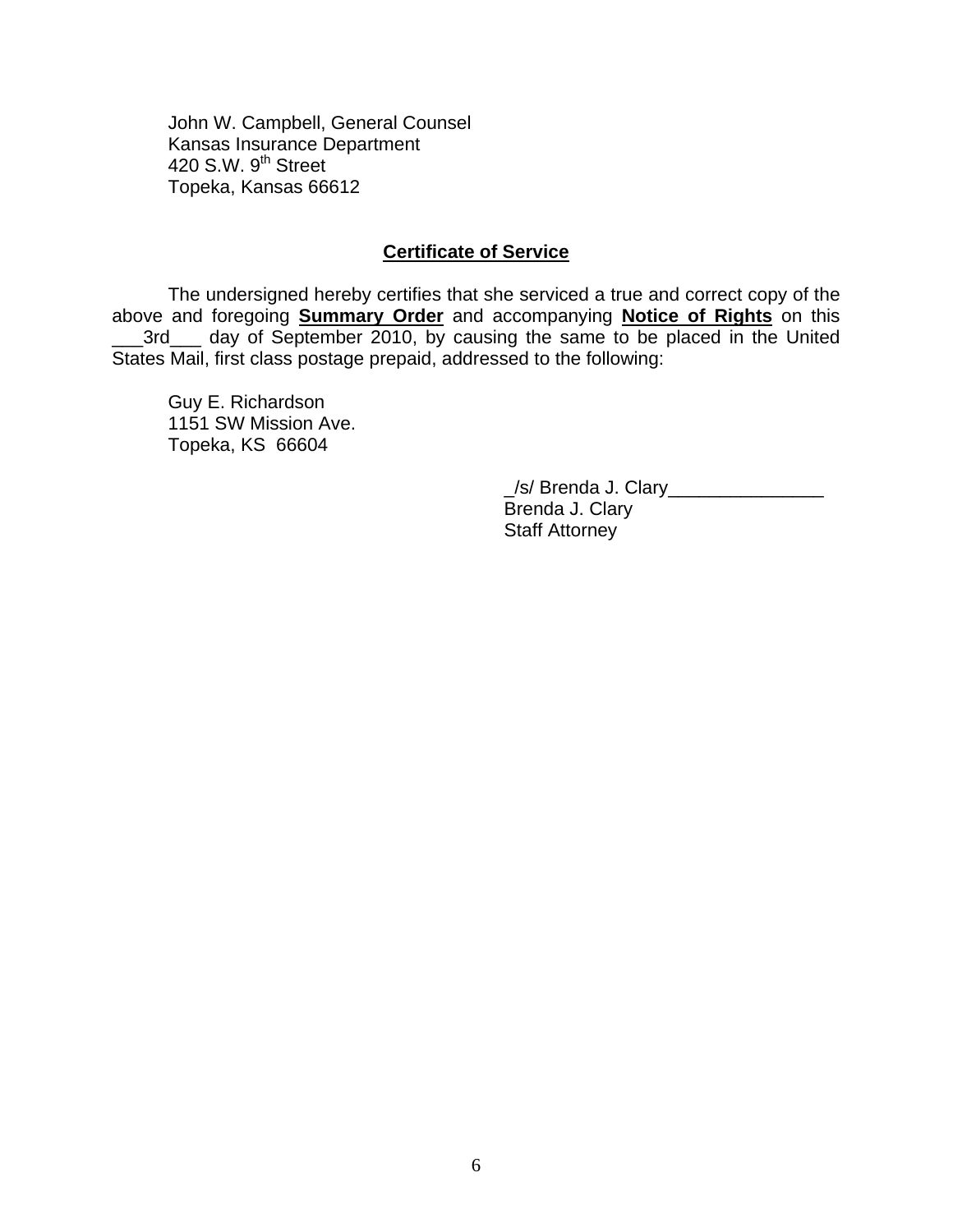John W. Campbell, General Counsel
Kansas Insurance Department
420 S.W. 9th Street
Topeka, Kansas 66612

**Certificate of Service**

The undersigned hereby certifies that she serviced a true and correct copy of the above and foregoing **Summary Order** and accompanying **Notice of Rights** on this ___3rd___ day of September 2010, by causing the same to be placed in the United States Mail, first class postage prepaid, addressed to the following:

Guy E. Richardson
1151 SW Mission Ave.
Topeka, KS 66604

_/s/ Brenda J. Clary_______________
Brenda J. Clary
Staff Attorney